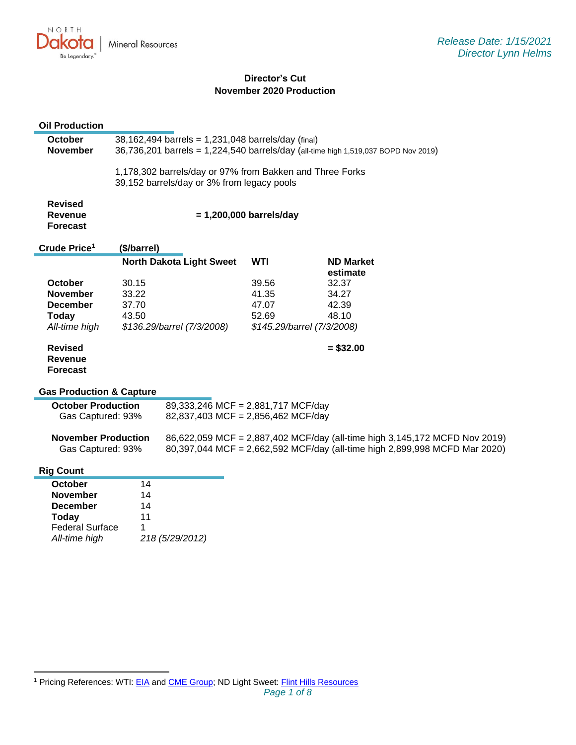*Release Date: 1/15/2021*
*Director Lynn Helms*

# Director's Cut
## November 2020 Production

### Oil Production

**October** 38,162,494 barrels = 1,231,048 barrels/day (final)
**November** 36,736,201 barrels = 1,224,540 barrels/day (all-time high 1,519,037 BOPD Nov 2019)

1,178,302 barrels/day or 97% from Bakken and Three Forks
39,152 barrels/day or 3% from legacy pools

**Revised Revenue Forecast** **= 1,200,000 barrels/day**

### Crude Price[1] ($/barrel)

| | North Dakota Light Sweet | WTI | ND Market estimate |
|---|---|---|---|
| **October** | 30.15 | 39.56 | 32.37 |
| **November** | 33.22 | 41.35 | 34.27 |
| **December** | 37.70 | 47.07 | 42.39 |
| **Today** | 43.50 | 52.69 | 48.10 |
| *All-time high* | *$136.29/barrel (7/3/2008)* | *$145.29/barrel (7/3/2008)* | |
| **Revised Revenue Forecast** | | | **= $32.00** |

### Gas Production & Capture

**October Production** 89,333,246 MCF = 2,881,717 MCF/day
Gas Captured: 93% 82,837,403 MCF = 2,856,462 MCF/day

**November Production** 86,622,059 MCF = 2,887,402 MCF/day (all-time high 3,145,172 MCFD Nov 2019)
Gas Captured: 93% 80,397,044 MCF = 2,662,592 MCF/day (all-time high 2,899,998 MCFD Mar 2020)

### Rig Count

| | |
|---|---|
| **October** | 14 |
| **November** | 14 |
| **December** | 14 |
| **Today** | 11 |
| Federal Surface | 1 |
| *All-time high* | *218 (5/29/2012)* |

[1] Pricing References: WTI: EIA and CME Group; ND Light Sweet: Flint Hills Resources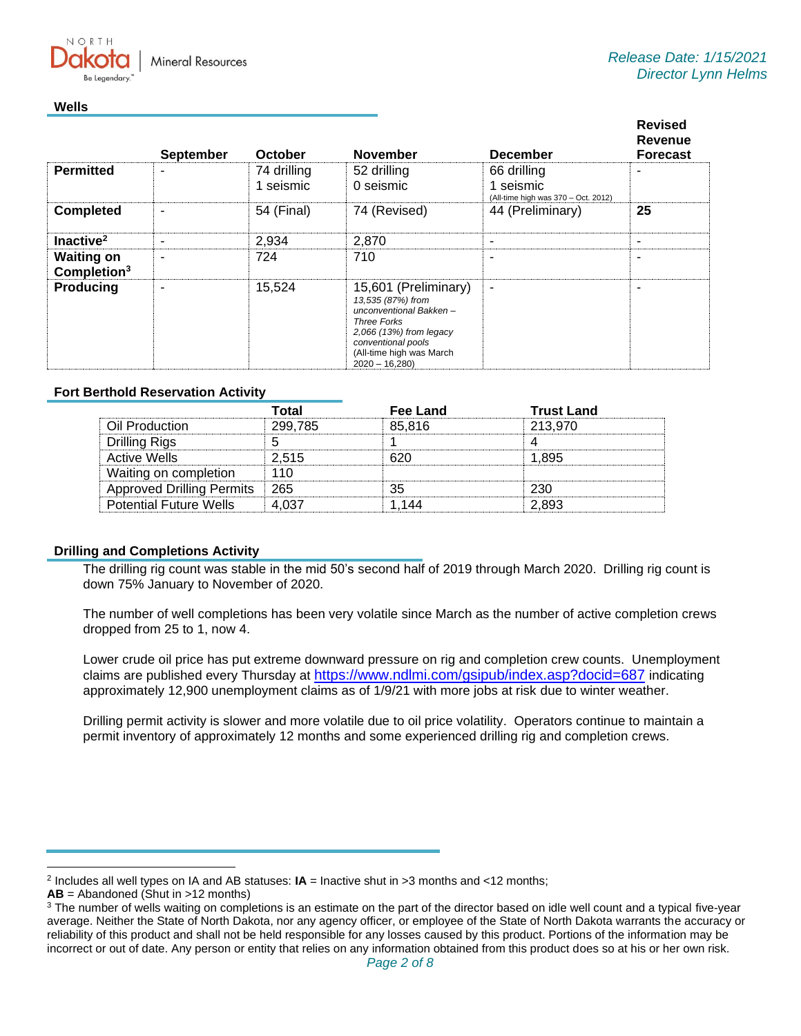Release Date: 1/15/2021
Director Lynn Helms

## Wells

| | September | October | November | December | Revised Revenue Forecast |
|---|---|---|---|---|---|
| **Permitted** | - | 74 drilling<br>1 seismic | 52 drilling<br>0 seismic | 66 drilling<br>1 seismic<br>(All-time high was 370 – Oct. 2012) | - |
| **Completed** | - | 54 (Final) | 74 (Revised) | 44 (Preliminary) | **25** |
| **Inactive**[2] | - | 2,934 | 2,870 | - | - |
| **Waiting on Completion**[3] | - | 724 | 710 | - | - |
| **Producing** | - | 15,524 | 15,601 (Preliminary)<br>*13,535 (87%) from unconventional Bakken – Three Forks*<br>*2,066 (13%) from legacy conventional pools*<br>(All-time high was March 2020 – 16,280) | - | - |

## Fort Berthold Reservation Activity

| | Total | Fee Land | Trust Land |
|---|---|---|---|
| Oil Production | 299,785 | 85,816 | 213,970 |
| Drilling Rigs | 5 | 1 | 4 |
| Active Wells | 2,515 | 620 | 1,895 |
| Waiting on completion | 110 | | |
| Approved Drilling Permits | 265 | 35 | 230 |
| Potential Future Wells | 4,037 | 1,144 | 2,893 |

## Drilling and Completions Activity

The drilling rig count was stable in the mid 50's second half of 2019 through March 2020. Drilling rig count is down 75% January to November of 2020.

The number of well completions has been very volatile since March as the number of active completion crews dropped from 25 to 1, now 4.

Lower crude oil price has put extreme downward pressure on rig and completion crew counts. Unemployment claims are published every Thursday at https://www.ndlmi.com/gsipub/index.asp?docid=687 indicating approximately 12,900 unemployment claims as of 1/9/21 with more jobs at risk due to winter weather.

Drilling permit activity is slower and more volatile due to oil price volatility. Operators continue to maintain a permit inventory of approximately 12 months and some experienced drilling rig and completion crews.

---

[2] Includes all well types on IA and AB statuses: **IA** = Inactive shut in >3 months and <12 months;
**AB** = Abandoned (Shut in >12 months)

[3] The number of wells waiting on completions is an estimate on the part of the director based on idle well count and a typical five-year average. Neither the State of North Dakota, nor any agency officer, or employee of the State of North Dakota warrants the accuracy or reliability of this product and shall not be held responsible for any losses caused by this product. Portions of the information may be incorrect or out of date. Any person or entity that relies on any information obtained from this product does so at his or her own risk.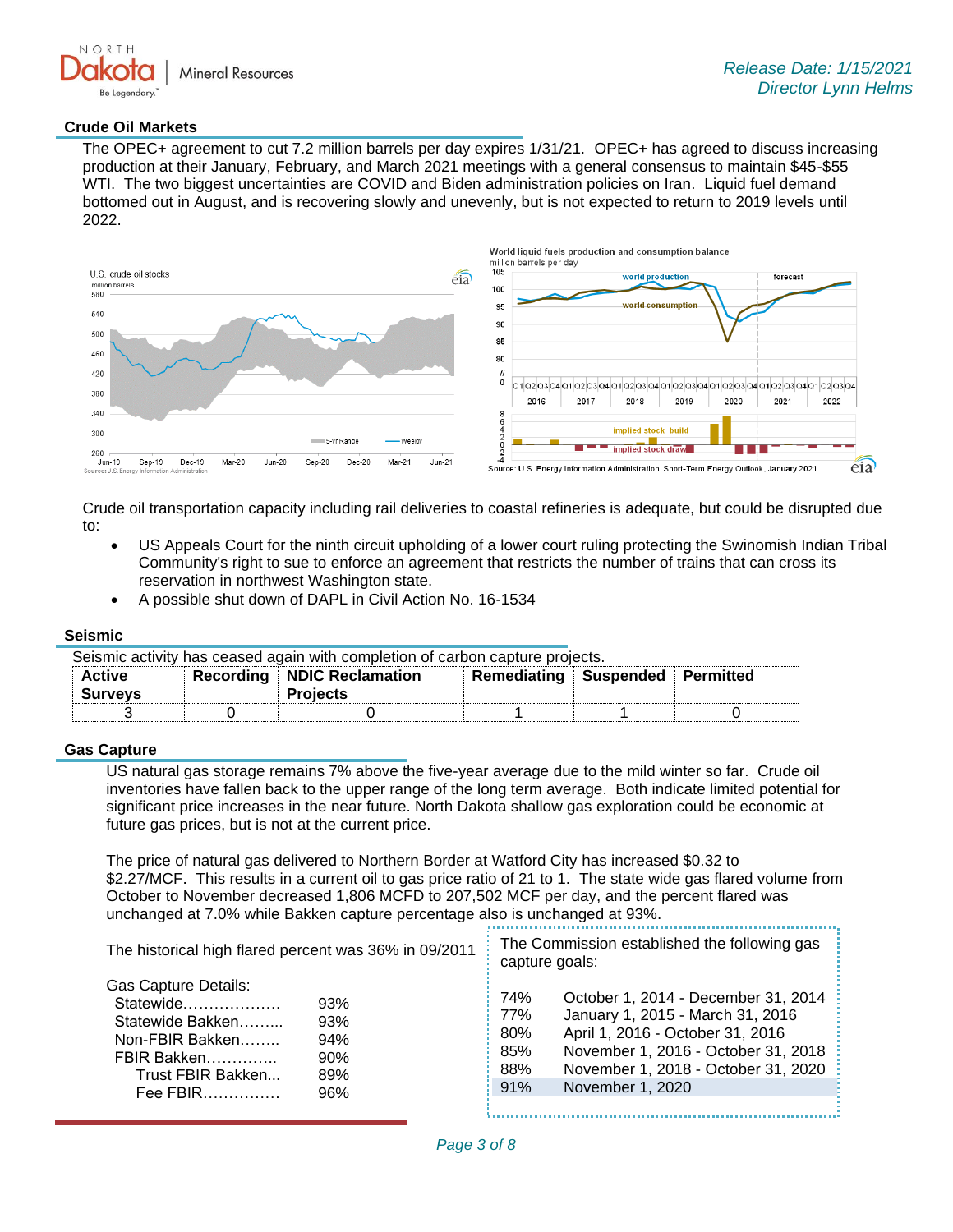## Crude Oil Markets

The OPEC+ agreement to cut 7.2 million barrels per day expires 1/31/21. OPEC+ has agreed to discuss increasing production at their January, February, and March 2021 meetings with a general consensus to maintain $45-$55 WTI. The two biggest uncertainties are COVID and Biden administration policies on Iran. Liquid fuel demand bottomed out in August, and is recovering slowly and unevenly, but is not expected to return to 2019 levels until 2022.

Crude oil transportation capacity including rail deliveries to coastal refineries is adequate, but could be disrupted due to:

- US Appeals Court for the ninth circuit upholding of a lower court ruling protecting the Swinomish Indian Tribal Community's right to sue to enforce an agreement that restricts the number of trains that can cross its reservation in northwest Washington state.
- A possible shut down of DAPL in Civil Action No. 16-1534

## Seismic

Seismic activity has ceased again with completion of carbon capture projects.

| Active Surveys | Recording | NDIC Reclamation Projects | Remediating | Suspended | Permitted |
|---|---|---|---|---|---|
| 3 | 0 | 0 | 1 | 1 | 0 |

## Gas Capture

US natural gas storage remains 7% above the five-year average due to the mild winter so far. Crude oil inventories have fallen back to the upper range of the long term average. Both indicate limited potential for significant price increases in the near future. North Dakota shallow gas exploration could be economic at future gas prices, but is not at the current price.

The price of natural gas delivered to Northern Border at Watford City has increased $0.32 to $2.27/MCF. This results in a current oil to gas price ratio of 21 to 1. The state wide gas flared volume from October to November decreased 1,806 MCFD to 207,502 MCF per day, and the percent flared was unchanged at 7.0% while Bakken capture percentage also is unchanged at 93%.

The historical high flared percent was 36% in 09/2011

Gas Capture Details:

| | |
|---|---|
| Statewide | 93% |
| Statewide Bakken | 93% |
| Non-FBIR Bakken | 94% |
| FBIR Bakken | 90% |
| Trust FBIR Bakken | 89% |
| Fee FBIR | 96% |

The Commission established the following gas capture goals:

| | |
|---|---|
| 74% | October 1, 2014 - December 31, 2014 |
| 77% | January 1, 2015 - March 31, 2016 |
| 80% | April 1, 2016 - October 31, 2016 |
| 85% | November 1, 2016 - October 31, 2018 |
| 88% | November 1, 2018 - October 31, 2020 |
| 91% | November 1, 2020 |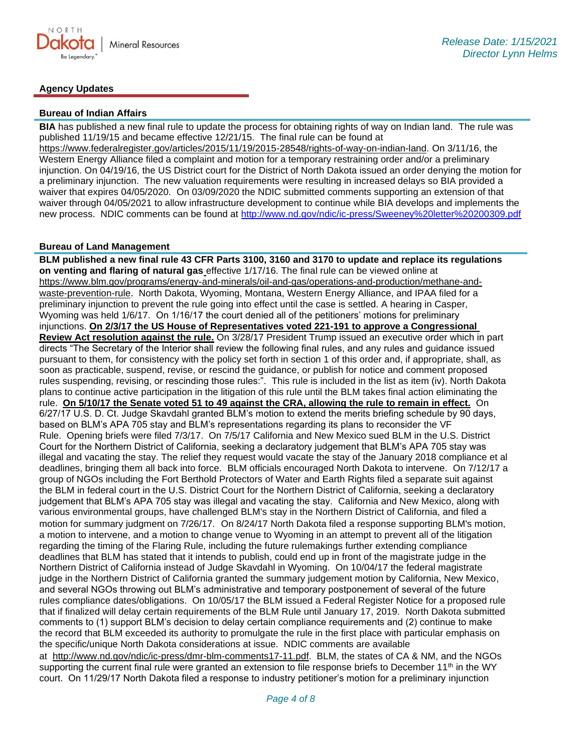## Agency Updates

### Bureau of Indian Affairs

**BIA** has published a new final rule to update the process for obtaining rights of way on Indian land. The rule was published 11/19/15 and became effective 12/21/15. The final rule can be found at https://www.federalregister.gov/articles/2015/11/19/2015-28548/rights-of-way-on-indian-land. On 3/11/16, the Western Energy Alliance filed a complaint and motion for a temporary restraining order and/or a preliminary injunction. On 04/19/16, the US District court for the District of North Dakota issued an order denying the motion for a preliminary injunction. The new valuation requirements were resulting in increased delays so BIA provided a waiver that expires 04/05/2020. On 03/09/2020 the NDIC submitted comments supporting an extension of that waiver through 04/05/2021 to allow infrastructure development to continue while BIA develops and implements the new process. NDIC comments can be found at http://www.nd.gov/ndic/ic-press/Sweeney%20letter%20200309.pdf

### Bureau of Land Management

**BLM published a new final rule 43 CFR Parts 3100, 3160 and 3170 to update and replace its regulations on venting and flaring of natural gas** effective 1/17/16. The final rule can be viewed online at https://www.blm.gov/programs/energy-and-minerals/oil-and-gas/operations-and-production/methane-and-waste-prevention-rule. North Dakota, Wyoming, Montana, Western Energy Alliance, and IPAA filed for a preliminary injunction to prevent the rule going into effect until the case is settled. A hearing in Casper, Wyoming was held 1/6/17. On 1/16/17 the court denied all of the petitioners' motions for preliminary injunctions. **On 2/3/17 the US House of Representatives voted 221-191 to approve a Congressional Review Act resolution against the rule.** On 3/28/17 President Trump issued an executive order which in part directs "The Secretary of the Interior shall review the following final rules, and any rules and guidance issued pursuant to them, for consistency with the policy set forth in section 1 of this order and, if appropriate, shall, as soon as practicable, suspend, revise, or rescind the guidance, or publish for notice and comment proposed rules suspending, revising, or rescinding those rules:". This rule is included in the list as item (iv). North Dakota plans to continue active participation in the litigation of this rule until the BLM takes final action eliminating the rule. **On 5/10/17 the Senate voted 51 to 49 against the CRA, allowing the rule to remain in effect.** On 6/27/17 U.S. D. Ct. Judge Skavdahl granted BLM's motion to extend the merits briefing schedule by 90 days, based on BLM's APA 705 stay and BLM's representations regarding its plans to reconsider the VF Rule. Opening briefs were filed 7/3/17. On 7/5/17 California and New Mexico sued BLM in the U.S. District Court for the Northern District of California, seeking a declaratory judgement that BLM's APA 705 stay was illegal and vacating the stay. The relief they request would vacate the stay of the January 2018 compliance et al deadlines, bringing them all back into force. BLM officials encouraged North Dakota to intervene. On 7/12/17 a group of NGOs including the Fort Berthold Protectors of Water and Earth Rights filed a separate suit against the BLM in federal court in the U.S. District Court for the Northern District of California, seeking a declaratory judgement that BLM's APA 705 stay was illegal and vacating the stay. California and New Mexico, along with various environmental groups, have challenged BLM's stay in the Northern District of California, and filed a motion for summary judgment on 7/26/17. On 8/24/17 North Dakota filed a response supporting BLM's motion, a motion to intervene, and a motion to change venue to Wyoming in an attempt to prevent all of the litigation regarding the timing of the Flaring Rule, including the future rulemakings further extending compliance deadlines that BLM has stated that it intends to publish, could end up in front of the magistrate judge in the Northern District of California instead of Judge Skavdahl in Wyoming. On 10/04/17 the federal magistrate judge in the Northern District of California granted the summary judgement motion by California, New Mexico, and several NGOs throwing out BLM's administrative and temporary postponement of several of the future rules compliance dates/obligations. On 10/05/17 the BLM issued a Federal Register Notice for a proposed rule that if finalized will delay certain requirements of the BLM Rule until January 17, 2019. North Dakota submitted comments to (1) support BLM's decision to delay certain compliance requirements and (2) continue to make the record that BLM exceeded its authority to promulgate the rule in the first place with particular emphasis on the specific/unique North Dakota considerations at issue. NDIC comments are available at http://www.nd.gov/ndic/ic-press/dmr-blm-comments17-11.pdf. BLM, the states of CA & NM, and the NGOs supporting the current final rule were granted an extension to file response briefs to December 11th in the WY court. On 11/29/17 North Dakota filed a response to industry petitioner's motion for a preliminary injunction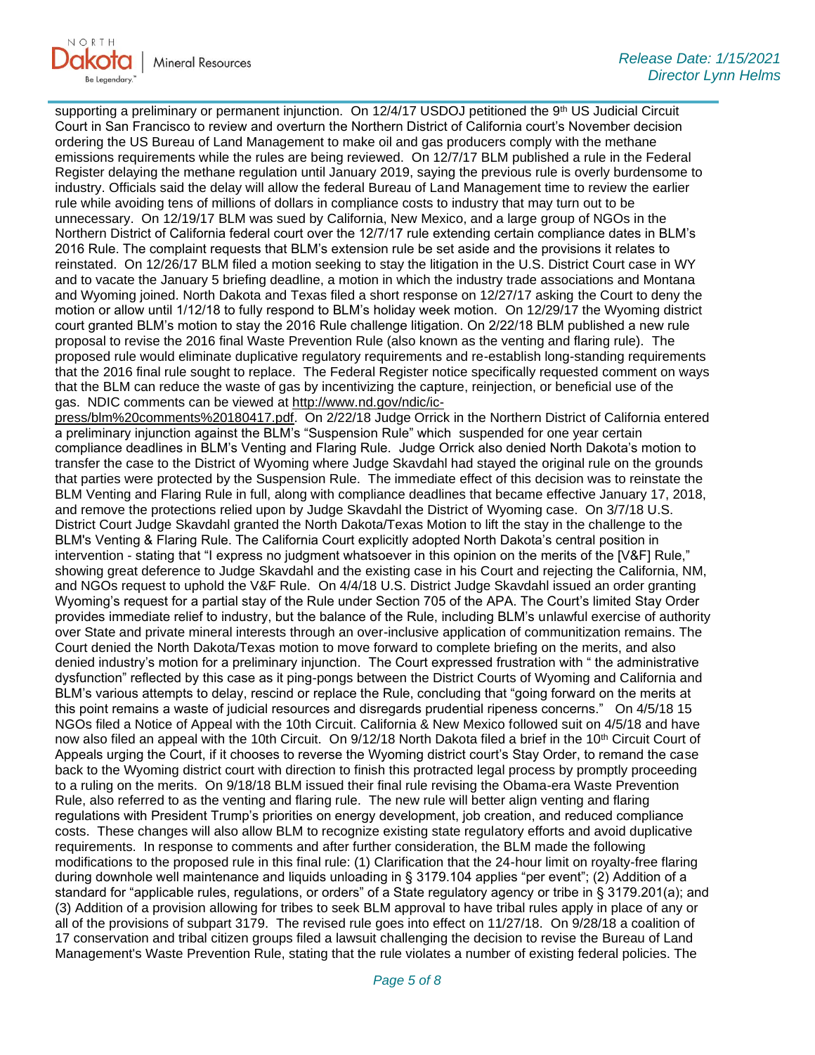supporting a preliminary or permanent injunction. On 12/4/17 USDOJ petitioned the 9th US Judicial Circuit Court in San Francisco to review and overturn the Northern District of California court's November decision ordering the US Bureau of Land Management to make oil and gas producers comply with the methane emissions requirements while the rules are being reviewed. On 12/7/17 BLM published a rule in the Federal Register delaying the methane regulation until January 2019, saying the previous rule is overly burdensome to industry. Officials said the delay will allow the federal Bureau of Land Management time to review the earlier rule while avoiding tens of millions of dollars in compliance costs to industry that may turn out to be unnecessary. On 12/19/17 BLM was sued by California, New Mexico, and a large group of NGOs in the Northern District of California federal court over the 12/7/17 rule extending certain compliance dates in BLM's 2016 Rule. The complaint requests that BLM's extension rule be set aside and the provisions it relates to reinstated. On 12/26/17 BLM filed a motion seeking to stay the litigation in the U.S. District Court case in WY and to vacate the January 5 briefing deadline, a motion in which the industry trade associations and Montana and Wyoming joined. North Dakota and Texas filed a short response on 12/27/17 asking the Court to deny the motion or allow until 1/12/18 to fully respond to BLM's holiday week motion. On 12/29/17 the Wyoming district court granted BLM's motion to stay the 2016 Rule challenge litigation. On 2/22/18 BLM published a new rule proposal to revise the 2016 final Waste Prevention Rule (also known as the venting and flaring rule). The proposed rule would eliminate duplicative regulatory requirements and re-establish long-standing requirements that the 2016 final rule sought to replace. The Federal Register notice specifically requested comment on ways that the BLM can reduce the waste of gas by incentivizing the capture, reinjection, or beneficial use of the gas. NDIC comments can be viewed at http://www.nd.gov/ndic/ic-press/blm%20comments%20180417.pdf. On 2/22/18 Judge Orrick in the Northern District of California entered a preliminary injunction against the BLM's "Suspension Rule" which suspended for one year certain compliance deadlines in BLM's Venting and Flaring Rule. Judge Orrick also denied North Dakota's motion to transfer the case to the District of Wyoming where Judge Skavdahl had stayed the original rule on the grounds that parties were protected by the Suspension Rule. The immediate effect of this decision was to reinstate the BLM Venting and Flaring Rule in full, along with compliance deadlines that became effective January 17, 2018, and remove the protections relied upon by Judge Skavdahl the District of Wyoming case. On 3/7/18 U.S. District Court Judge Skavdahl granted the North Dakota/Texas Motion to lift the stay in the challenge to the BLM's Venting & Flaring Rule. The California Court explicitly adopted North Dakota's central position in intervention - stating that "I express no judgment whatsoever in this opinion on the merits of the [V&F] Rule," showing great deference to Judge Skavdahl and the existing case in his Court and rejecting the California, NM, and NGOs request to uphold the V&F Rule. On 4/4/18 U.S. District Judge Skavdahl issued an order granting Wyoming's request for a partial stay of the Rule under Section 705 of the APA. The Court's limited Stay Order provides immediate relief to industry, but the balance of the Rule, including BLM's unlawful exercise of authority over State and private mineral interests through an over-inclusive application of communitization remains. The Court denied the North Dakota/Texas motion to move forward to complete briefing on the merits, and also denied industry's motion for a preliminary injunction. The Court expressed frustration with " the administrative dysfunction" reflected by this case as it ping-pongs between the District Courts of Wyoming and California and BLM's various attempts to delay, rescind or replace the Rule, concluding that "going forward on the merits at this point remains a waste of judicial resources and disregards prudential ripeness concerns." On 4/5/18 15 NGOs filed a Notice of Appeal with the 10th Circuit. California & New Mexico followed suit on 4/5/18 and have now also filed an appeal with the 10th Circuit. On 9/12/18 North Dakota filed a brief in the 10th Circuit Court of Appeals urging the Court, if it chooses to reverse the Wyoming district court's Stay Order, to remand the case back to the Wyoming district court with direction to finish this protracted legal process by promptly proceeding to a ruling on the merits. On 9/18/18 BLM issued their final rule revising the Obama-era Waste Prevention Rule, also referred to as the venting and flaring rule. The new rule will better align venting and flaring regulations with President Trump's priorities on energy development, job creation, and reduced compliance costs. These changes will also allow BLM to recognize existing state regulatory efforts and avoid duplicative requirements. In response to comments and after further consideration, the BLM made the following modifications to the proposed rule in this final rule: (1) Clarification that the 24-hour limit on royalty-free flaring during downhole well maintenance and liquids unloading in § 3179.104 applies "per event"; (2) Addition of a standard for "applicable rules, regulations, or orders" of a State regulatory agency or tribe in § 3179.201(a); and (3) Addition of a provision allowing for tribes to seek BLM approval to have tribal rules apply in place of any or all of the provisions of subpart 3179. The revised rule goes into effect on 11/27/18. On 9/28/18 a coalition of 17 conservation and tribal citizen groups filed a lawsuit challenging the decision to revise the Bureau of Land Management's Waste Prevention Rule, stating that the rule violates a number of existing federal policies. The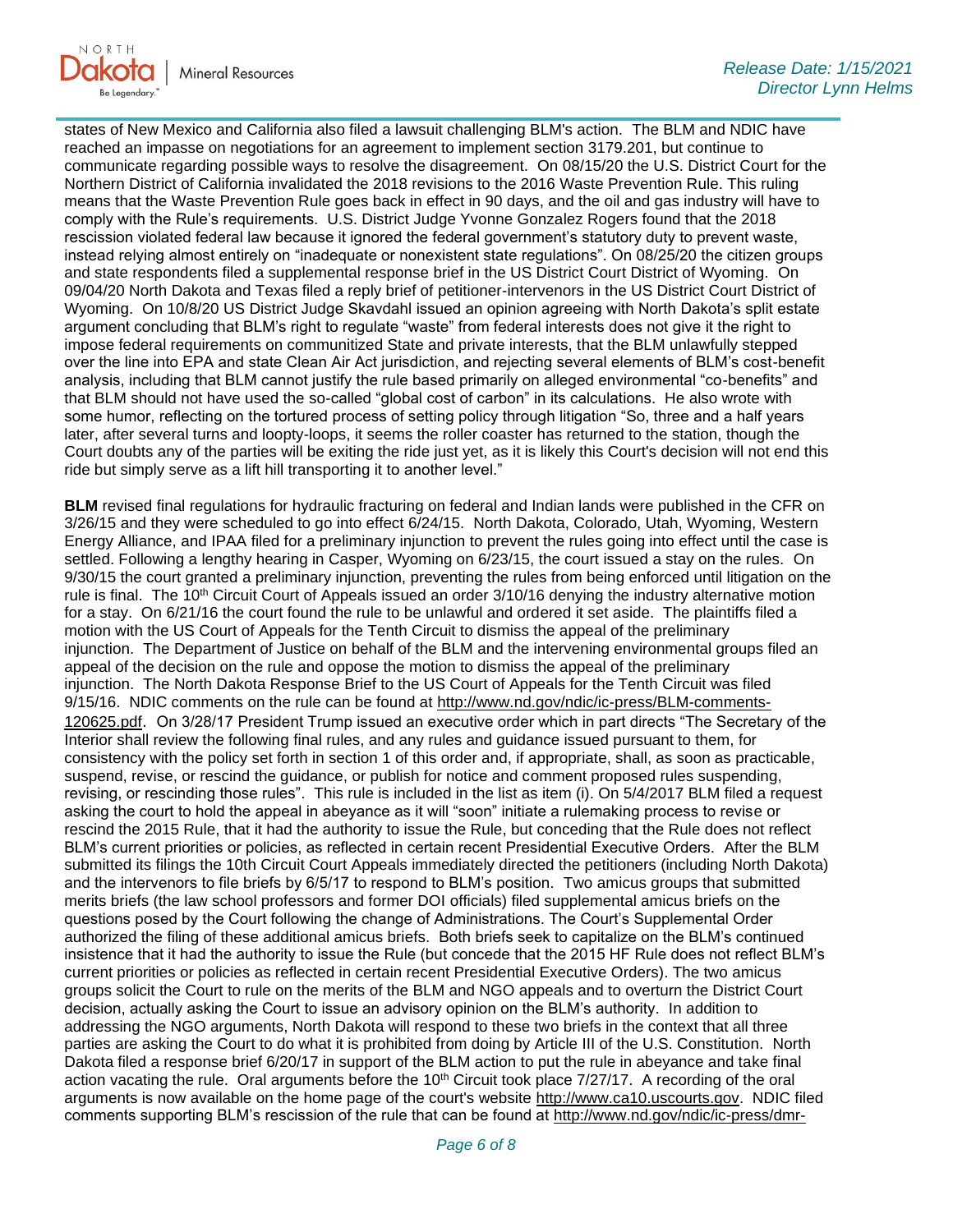states of New Mexico and California also filed a lawsuit challenging BLM's action. The BLM and NDIC have reached an impasse on negotiations for an agreement to implement section 3179.201, but continue to communicate regarding possible ways to resolve the disagreement. On 08/15/20 the U.S. District Court for the Northern District of California invalidated the 2018 revisions to the 2016 Waste Prevention Rule. This ruling means that the Waste Prevention Rule goes back in effect in 90 days, and the oil and gas industry will have to comply with the Rule's requirements. U.S. District Judge Yvonne Gonzalez Rogers found that the 2018 rescission violated federal law because it ignored the federal government's statutory duty to prevent waste, instead relying almost entirely on "inadequate or nonexistent state regulations". On 08/25/20 the citizen groups and state respondents filed a supplemental response brief in the US District Court District of Wyoming. On 09/04/20 North Dakota and Texas filed a reply brief of petitioner-intervenors in the US District Court District of Wyoming. On 10/8/20 US District Judge Skavdahl issued an opinion agreeing with North Dakota's split estate argument concluding that BLM's right to regulate "waste" from federal interests does not give it the right to impose federal requirements on communitized State and private interests, that the BLM unlawfully stepped over the line into EPA and state Clean Air Act jurisdiction, and rejecting several elements of BLM's cost-benefit analysis, including that BLM cannot justify the rule based primarily on alleged environmental "co-benefits" and that BLM should not have used the so-called "global cost of carbon" in its calculations. He also wrote with some humor, reflecting on the tortured process of setting policy through litigation "So, three and a half years later, after several turns and loopty-loops, it seems the roller coaster has returned to the station, though the Court doubts any of the parties will be exiting the ride just yet, as it is likely this Court's decision will not end this ride but simply serve as a lift hill transporting it to another level."

**BLM** revised final regulations for hydraulic fracturing on federal and Indian lands were published in the CFR on 3/26/15 and they were scheduled to go into effect 6/24/15. North Dakota, Colorado, Utah, Wyoming, Western Energy Alliance, and IPAA filed for a preliminary injunction to prevent the rules going into effect until the case is settled. Following a lengthy hearing in Casper, Wyoming on 6/23/15, the court issued a stay on the rules. On 9/30/15 the court granted a preliminary injunction, preventing the rules from being enforced until litigation on the rule is final. The 10th Circuit Court of Appeals issued an order 3/10/16 denying the industry alternative motion for a stay. On 6/21/16 the court found the rule to be unlawful and ordered it set aside. The plaintiffs filed a motion with the US Court of Appeals for the Tenth Circuit to dismiss the appeal of the preliminary injunction. The Department of Justice on behalf of the BLM and the intervening environmental groups filed an appeal of the decision on the rule and oppose the motion to dismiss the appeal of the preliminary injunction. The North Dakota Response Brief to the US Court of Appeals for the Tenth Circuit was filed 9/15/16. NDIC comments on the rule can be found at http://www.nd.gov/ndic/ic-press/BLM-comments-120625.pdf. On 3/28/17 President Trump issued an executive order which in part directs "The Secretary of the Interior shall review the following final rules, and any rules and guidance issued pursuant to them, for consistency with the policy set forth in section 1 of this order and, if appropriate, shall, as soon as practicable, suspend, revise, or rescind the guidance, or publish for notice and comment proposed rules suspending, revising, or rescinding those rules". This rule is included in the list as item (i). On 5/4/2017 BLM filed a request asking the court to hold the appeal in abeyance as it will "soon" initiate a rulemaking process to revise or rescind the 2015 Rule, that it had the authority to issue the Rule, but conceding that the Rule does not reflect BLM's current priorities or policies, as reflected in certain recent Presidential Executive Orders. After the BLM submitted its filings the 10th Circuit Court Appeals immediately directed the petitioners (including North Dakota) and the intervenors to file briefs by 6/5/17 to respond to BLM's position. Two amicus groups that submitted merits briefs (the law school professors and former DOI officials) filed supplemental amicus briefs on the questions posed by the Court following the change of Administrations. The Court's Supplemental Order authorized the filing of these additional amicus briefs. Both briefs seek to capitalize on the BLM's continued insistence that it had the authority to issue the Rule (but concede that the 2015 HF Rule does not reflect BLM's current priorities or policies as reflected in certain recent Presidential Executive Orders). The two amicus groups solicit the Court to rule on the merits of the BLM and NGO appeals and to overturn the District Court decision, actually asking the Court to issue an advisory opinion on the BLM's authority. In addition to addressing the NGO arguments, North Dakota will respond to these two briefs in the context that all three parties are asking the Court to do what it is prohibited from doing by Article III of the U.S. Constitution. North Dakota filed a response brief 6/20/17 in support of the BLM action to put the rule in abeyance and take final action vacating the rule. Oral arguments before the 10th Circuit took place 7/27/17. A recording of the oral arguments is now available on the home page of the court's website http://www.ca10.uscourts.gov. NDIC filed comments supporting BLM's rescission of the rule that can be found at http://www.nd.gov/ndic/ic-press/dmr-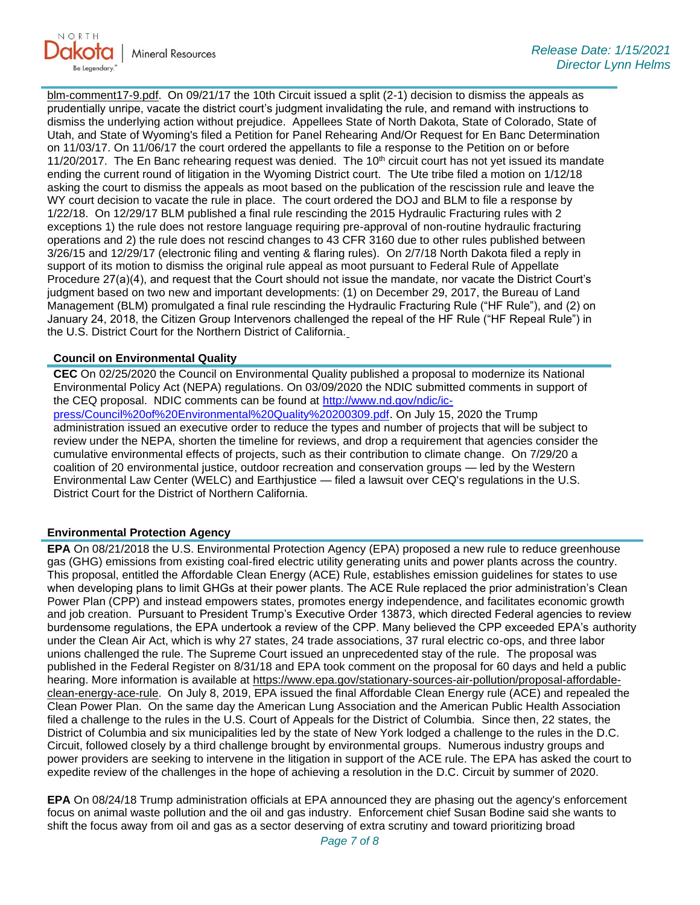blm-comment17-9.pdf. On 09/21/17 the 10th Circuit issued a split (2-1) decision to dismiss the appeals as prudentially unripe, vacate the district court's judgment invalidating the rule, and remand with instructions to dismiss the underlying action without prejudice. Appellees State of North Dakota, State of Colorado, State of Utah, and State of Wyoming's filed a Petition for Panel Rehearing And/Or Request for En Banc Determination on 11/03/17. On 11/06/17 the court ordered the appellants to file a response to the Petition on or before 11/20/2017. The En Banc rehearing request was denied. The 10th circuit court has not yet issued its mandate ending the current round of litigation in the Wyoming District court. The Ute tribe filed a motion on 1/12/18 asking the court to dismiss the appeals as moot based on the publication of the rescission rule and leave the WY court decision to vacate the rule in place. The court ordered the DOJ and BLM to file a response by 1/22/18. On 12/29/17 BLM published a final rule rescinding the 2015 Hydraulic Fracturing rules with 2 exceptions 1) the rule does not restore language requiring pre-approval of non-routine hydraulic fracturing operations and 2) the rule does not rescind changes to 43 CFR 3160 due to other rules published between 3/26/15 and 12/29/17 (electronic filing and venting & flaring rules). On 2/7/18 North Dakota filed a reply in support of its motion to dismiss the original rule appeal as moot pursuant to Federal Rule of Appellate Procedure 27(a)(4), and request that the Court should not issue the mandate, nor vacate the District Court's judgment based on two new and important developments: (1) on December 29, 2017, the Bureau of Land Management (BLM) promulgated a final rule rescinding the Hydraulic Fracturing Rule ("HF Rule"), and (2) on January 24, 2018, the Citizen Group Intervenors challenged the repeal of the HF Rule ("HF Repeal Rule") in the U.S. District Court for the Northern District of California.

### Council on Environmental Quality

**CEC** On 02/25/2020 the Council on Environmental Quality published a proposal to modernize its National Environmental Policy Act (NEPA) regulations. On 03/09/2020 the NDIC submitted comments in support of the CEQ proposal. NDIC comments can be found at http://www.nd.gov/ndic/ic-press/Council%20of%20Environmental%20Quality%20200309.pdf. On July 15, 2020 the Trump administration issued an executive order to reduce the types and number of projects that will be subject to review under the NEPA, shorten the timeline for reviews, and drop a requirement that agencies consider the cumulative environmental effects of projects, such as their contribution to climate change. On 7/29/20 a coalition of 20 environmental justice, outdoor recreation and conservation groups — led by the Western Environmental Law Center (WELC) and Earthjustice — filed a lawsuit over CEQ's regulations in the U.S. District Court for the District of Northern California.

### Environmental Protection Agency

**EPA** On 08/21/2018 the U.S. Environmental Protection Agency (EPA) proposed a new rule to reduce greenhouse gas (GHG) emissions from existing coal-fired electric utility generating units and power plants across the country. This proposal, entitled the Affordable Clean Energy (ACE) Rule, establishes emission guidelines for states to use when developing plans to limit GHGs at their power plants. The ACE Rule replaced the prior administration's Clean Power Plan (CPP) and instead empowers states, promotes energy independence, and facilitates economic growth and job creation. Pursuant to President Trump's Executive Order 13873, which directed Federal agencies to review burdensome regulations, the EPA undertook a review of the CPP. Many believed the CPP exceeded EPA's authority under the Clean Air Act, which is why 27 states, 24 trade associations, 37 rural electric co-ops, and three labor unions challenged the rule. The Supreme Court issued an unprecedented stay of the rule. The proposal was published in the Federal Register on 8/31/18 and EPA took comment on the proposal for 60 days and held a public hearing. More information is available at https://www.epa.gov/stationary-sources-air-pollution/proposal-affordable-clean-energy-ace-rule. On July 8, 2019, EPA issued the final Affordable Clean Energy rule (ACE) and repealed the Clean Power Plan. On the same day the American Lung Association and the American Public Health Association filed a challenge to the rules in the U.S. Court of Appeals for the District of Columbia. Since then, 22 states, the District of Columbia and six municipalities led by the state of New York lodged a challenge to the rules in the D.C. Circuit, followed closely by a third challenge brought by environmental groups. Numerous industry groups and power providers are seeking to intervene in the litigation in support of the ACE rule. The EPA has asked the court to expedite review of the challenges in the hope of achieving a resolution in the D.C. Circuit by summer of 2020.

**EPA** On 08/24/18 Trump administration officials at EPA announced they are phasing out the agency's enforcement focus on animal waste pollution and the oil and gas industry. Enforcement chief Susan Bodine said she wants to shift the focus away from oil and gas as a sector deserving of extra scrutiny and toward prioritizing broad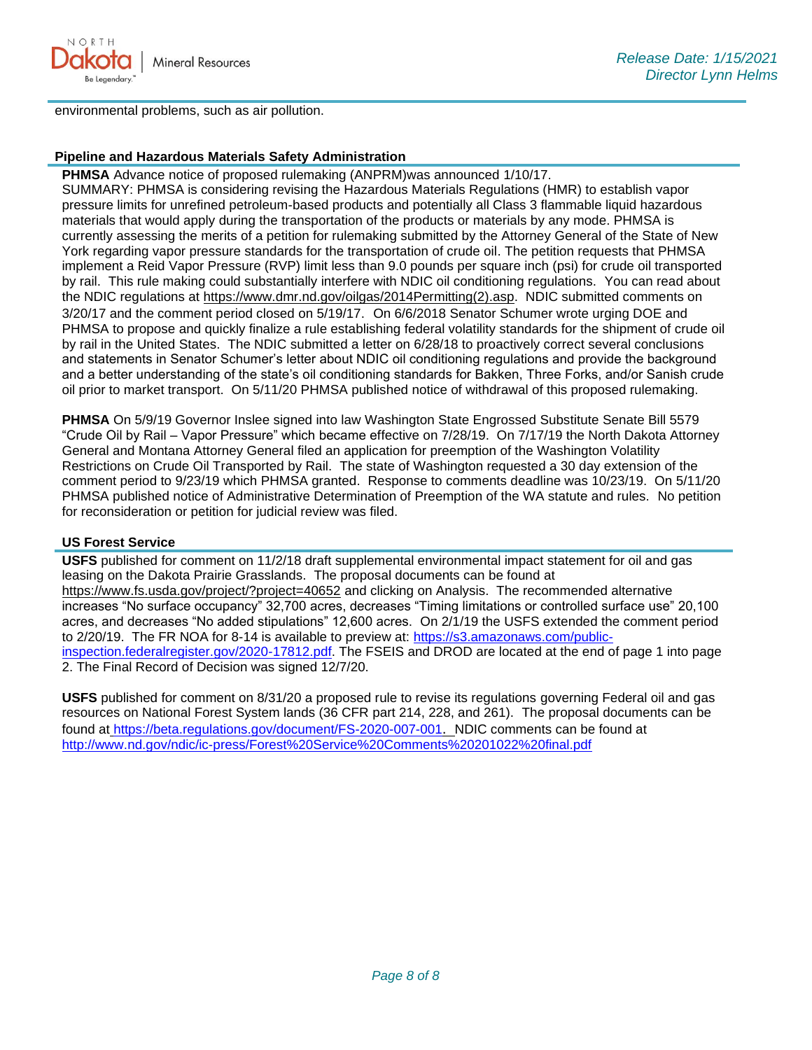environmental problems, such as air pollution.

### Pipeline and Hazardous Materials Safety Administration

**PHMSA** Advance notice of proposed rulemaking (ANPRM)was announced 1/10/17.
SUMMARY: PHMSA is considering revising the Hazardous Materials Regulations (HMR) to establish vapor pressure limits for unrefined petroleum-based products and potentially all Class 3 flammable liquid hazardous materials that would apply during the transportation of the products or materials by any mode. PHMSA is currently assessing the merits of a petition for rulemaking submitted by the Attorney General of the State of New York regarding vapor pressure standards for the transportation of crude oil. The petition requests that PHMSA implement a Reid Vapor Pressure (RVP) limit less than 9.0 pounds per square inch (psi) for crude oil transported by rail. This rule making could substantially interfere with NDIC oil conditioning regulations. You can read about the NDIC regulations at https://www.dmr.nd.gov/oilgas/2014Permitting(2).asp. NDIC submitted comments on 3/20/17 and the comment period closed on 5/19/17. On 6/6/2018 Senator Schumer wrote urging DOE and PHMSA to propose and quickly finalize a rule establishing federal volatility standards for the shipment of crude oil by rail in the United States. The NDIC submitted a letter on 6/28/18 to proactively correct several conclusions and statements in Senator Schumer's letter about NDIC oil conditioning regulations and provide the background and a better understanding of the state's oil conditioning standards for Bakken, Three Forks, and/or Sanish crude oil prior to market transport. On 5/11/20 PHMSA published notice of withdrawal of this proposed rulemaking.

**PHMSA** On 5/9/19 Governor Inslee signed into law Washington State Engrossed Substitute Senate Bill 5579 "Crude Oil by Rail – Vapor Pressure" which became effective on 7/28/19. On 7/17/19 the North Dakota Attorney General and Montana Attorney General filed an application for preemption of the Washington Volatility Restrictions on Crude Oil Transported by Rail. The state of Washington requested a 30 day extension of the comment period to 9/23/19 which PHMSA granted. Response to comments deadline was 10/23/19. On 5/11/20 PHMSA published notice of Administrative Determination of Preemption of the WA statute and rules. No petition for reconsideration or petition for judicial review was filed.

### US Forest Service

**USFS** published for comment on 11/2/18 draft supplemental environmental impact statement for oil and gas leasing on the Dakota Prairie Grasslands. The proposal documents can be found at https://www.fs.usda.gov/project/?project=40652 and clicking on Analysis. The recommended alternative increases "No surface occupancy" 32,700 acres, decreases "Timing limitations or controlled surface use" 20,100 acres, and decreases "No added stipulations" 12,600 acres. On 2/1/19 the USFS extended the comment period to 2/20/19. The FR NOA for 8-14 is available to preview at: https://s3.amazonaws.com/public-inspection.federalregister.gov/2020-17812.pdf. The FSEIS and DROD are located at the end of page 1 into page 2. The Final Record of Decision was signed 12/7/20.

**USFS** published for comment on 8/31/20 a proposed rule to revise its regulations governing Federal oil and gas resources on National Forest System lands (36 CFR part 214, 228, and 261). The proposal documents can be found at https://beta.regulations.gov/document/FS-2020-007-001. NDIC comments can be found at http://www.nd.gov/ndic/ic-press/Forest%20Service%20Comments%20201022%20final.pdf